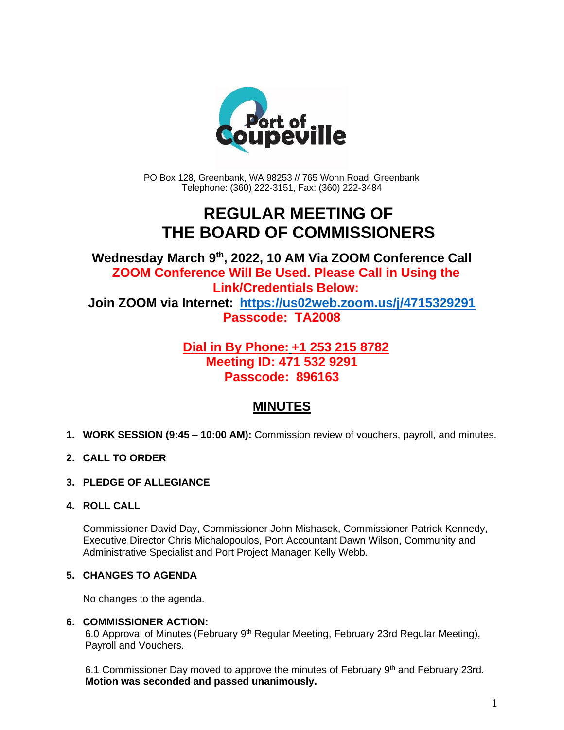PO Box 128, Greenbank, WA 98253 // 765 Wonn Road, Greenbank
Telephone: (360) 222-3151, Fax: (360) 222-3484

# REGULAR MEETING OF THE BOARD OF COMMISSIONERS

**Wednesday March 9th, 2022, 10 AM Via ZOOM Conference Call**
**ZOOM Conference Will Be Used. Please Call in Using the Link/Credentials Below:**
**Join ZOOM via Internet: [https://us02web.zoom.us/j/4715329291](https://us02web.zoom.us/j/4715329291)**
**Passcode: TA2008**

**Dial in By Phone: +1 253 215 8782**
**Meeting ID: 471 532 9291**
**Passcode: 896163**

## MINUTES

1. **WORK SESSION (9:45 – 10:00 AM):** Commission review of vouchers, payroll, and minutes.

2. **CALL TO ORDER**

3. **PLEDGE OF ALLEGIANCE**

4. **ROLL CALL**

   Commissioner David Day, Commissioner John Mishasek, Commissioner Patrick Kennedy, Executive Director Chris Michalopoulos, Port Accountant Dawn Wilson, Community and Administrative Specialist and Port Project Manager Kelly Webb.

5. **CHANGES TO AGENDA**

   No changes to the agenda.

6. **COMMISSIONER ACTION:**
   6.0 Approval of Minutes (February 9th Regular Meeting, February 23rd Regular Meeting), Payroll and Vouchers.

   6.1 Commissioner Day moved to approve the minutes of February 9th and February 23rd. **Motion was seconded and passed unanimously.**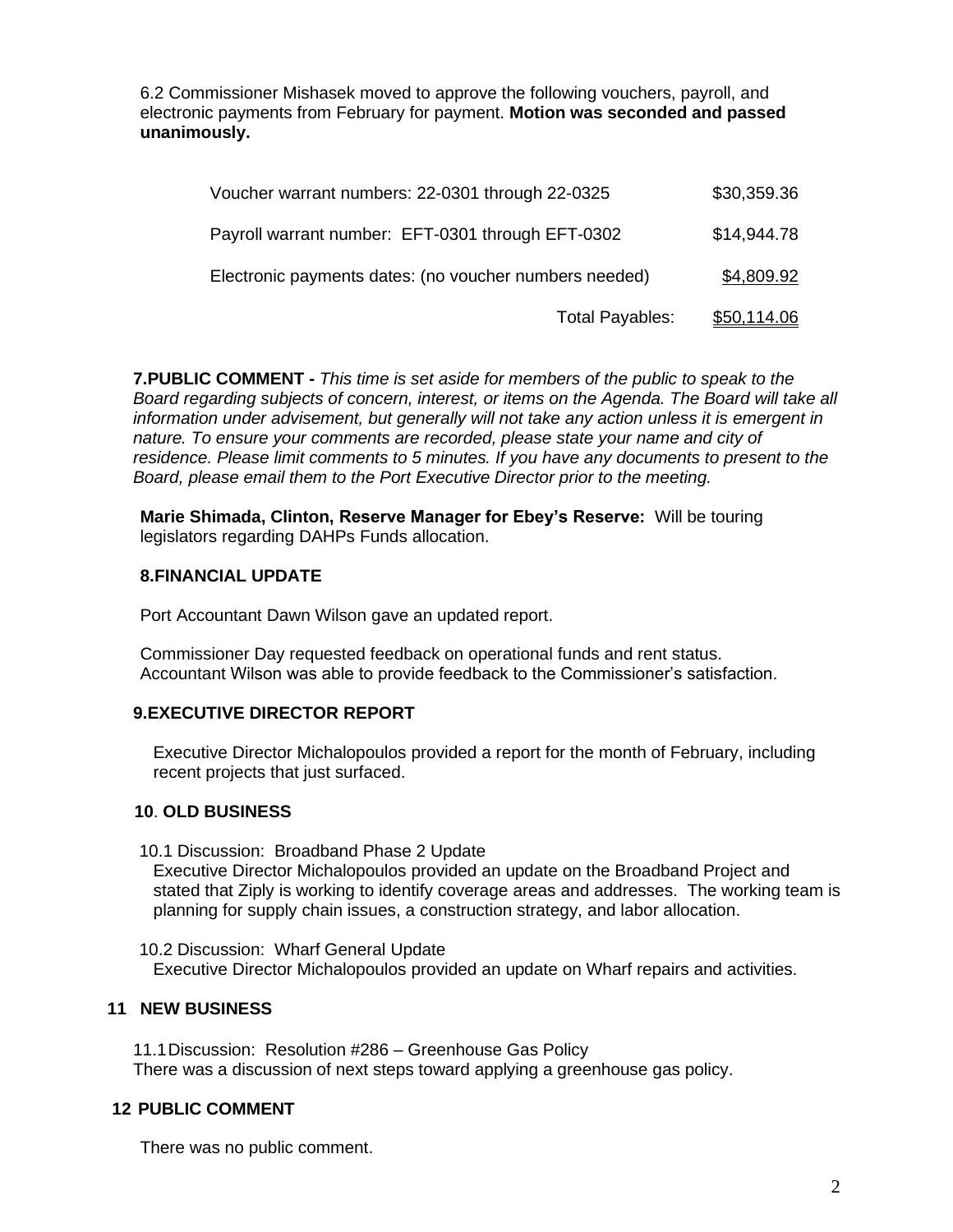6.2 Commissioner Mishasek moved to approve the following vouchers, payroll, and electronic payments from February for payment. **Motion was seconded and passed unanimously.**

| | |
|---|---|
| Voucher warrant numbers: 22-0301 through 22-0325 | $30,359.36 |
| Payroll warrant number: EFT-0301 through EFT-0302 | $14,944.78 |
| Electronic payments dates: (no voucher numbers needed) | $4,809.92 |
| Total Payables: | $50,114.06 |

**7.PUBLIC COMMENT -** *This time is set aside for members of the public to speak to the Board regarding subjects of concern, interest, or items on the Agenda. The Board will take all information under advisement, but generally will not take any action unless it is emergent in nature. To ensure your comments are recorded, please state your name and city of residence. Please limit comments to 5 minutes. If you have any documents to present to the Board, please email them to the Port Executive Director prior to the meeting.*

**Marie Shimada, Clinton, Reserve Manager for Ebey's Reserve:** Will be touring legislators regarding DAHPs Funds allocation.

**8.FINANCIAL UPDATE**

Port Accountant Dawn Wilson gave an updated report.

Commissioner Day requested feedback on operational funds and rent status. Accountant Wilson was able to provide feedback to the Commissioner's satisfaction.

**9.EXECUTIVE DIRECTOR REPORT**

Executive Director Michalopoulos provided a report for the month of February, including recent projects that just surfaced.

**10. OLD BUSINESS**

10.1 Discussion: Broadband Phase 2 Update
Executive Director Michalopoulos provided an update on the Broadband Project and stated that Ziply is working to identify coverage areas and addresses. The working team is planning for supply chain issues, a construction strategy, and labor allocation.

10.2 Discussion: Wharf General Update
Executive Director Michalopoulos provided an update on Wharf repairs and activities.

**11 NEW BUSINESS**

11.1 Discussion: Resolution #286 – Greenhouse Gas Policy
There was a discussion of next steps toward applying a greenhouse gas policy.

**12 PUBLIC COMMENT**

There was no public comment.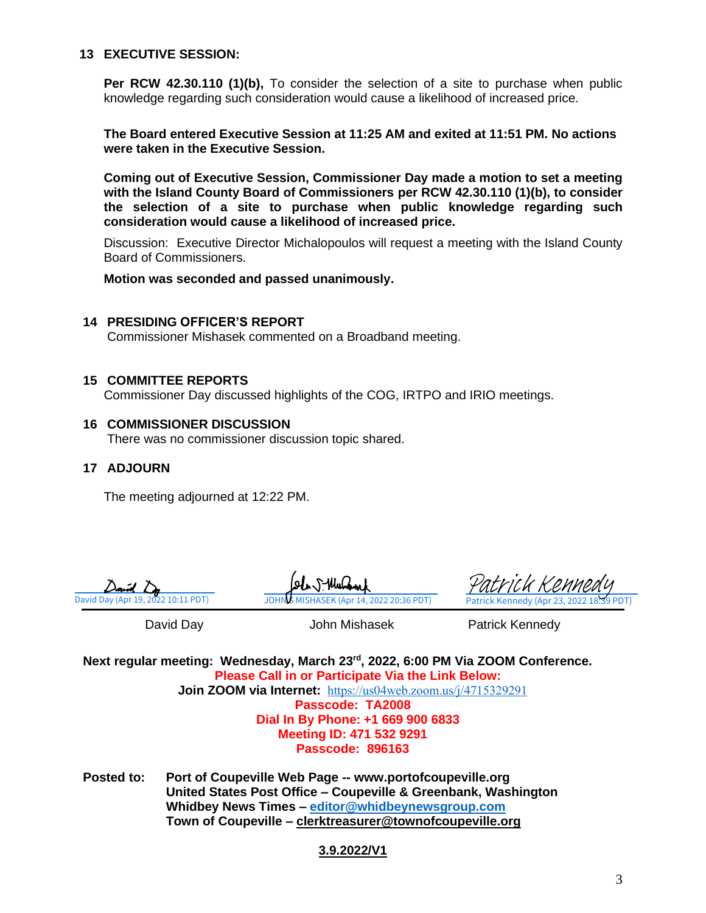## 13 EXECUTIVE SESSION:

**Per RCW 42.30.110 (1)(b),** To consider the selection of a site to purchase when public knowledge regarding such consideration would cause a likelihood of increased price.

**The Board entered Executive Session at 11:25 AM and exited at 11:51 PM. No actions were taken in the Executive Session.**

**Coming out of Executive Session, Commissioner Day made a motion to set a meeting with the Island County Board of Commissioners per RCW 42.30.110 (1)(b), to consider the selection of a site to purchase when public knowledge regarding such consideration would cause a likelihood of increased price.**

Discussion: Executive Director Michalopoulos will request a meeting with the Island County Board of Commissioners.

**Motion was seconded and passed unanimously.**

## 14 PRESIDING OFFICER'S REPORT

Commissioner Mishasek commented on a Broadband meeting.

## 15 COMMITTEE REPORTS

Commissioner Day discussed highlights of the COG, IRTPO and IRIO meetings.

## 16 COMMISSIONER DISCUSSION

There was no commissioner discussion topic shared.

## 17 ADJOURN

The meeting adjourned at 12:22 PM.

| David Day (Apr 19, 2022 10:11 PDT) | JOHN S MISHASEK (Apr 14, 2022 20:36 PDT) | Patrick Kennedy (Apr 23, 2022 18:39 PDT) |
|---|---|---|
| David Day | John Mishasek | Patrick Kennedy |

**Next regular meeting: Wednesday, March 23rd, 2022, 6:00 PM Via ZOOM Conference.**

**Please Call in or Participate Via the Link Below:**

**Join ZOOM via Internet:** https://us04web.zoom.us/j/4715329291

**Passcode: TA2008**

**Dial In By Phone: +1 669 900 6833**

**Meeting ID: 471 532 9291**

**Passcode: 896163**

**Posted to:** **Port of Coupeville Web Page -- www.portofcoupeville.org**
**United States Post Office – Coupeville & Greenbank, Washington**
**Whidbey News Times – editor@whidbeynewsgroup.com**
**Town of Coupeville – clerktreasurer@townofcoupeville.org**

**3.9.2022/V1**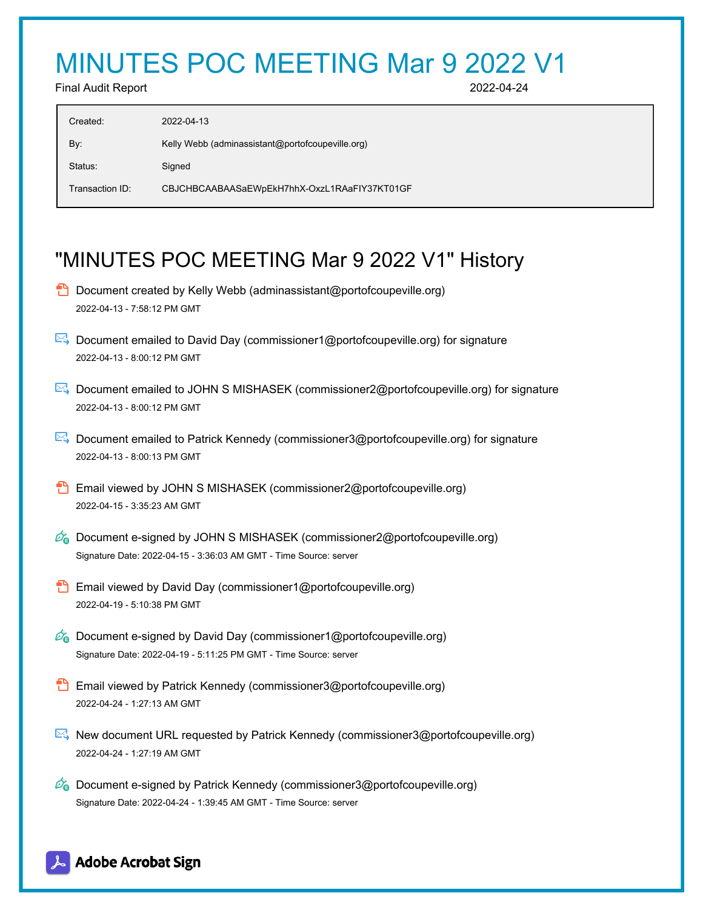# MINUTES POC MEETING Mar 9 2022 V1

Final Audit Report 2022-04-24

| | |
|---|---|
| Created: | 2022-04-13 |
| By: | Kelly Webb (adminassistant@portofcoupeville.org) |
| Status: | Signed |
| Transaction ID: | CBJCHBCAABAASaEWpEkH7hhX-OxzL1RAaFIY37KT01GF |

## "MINUTES POC MEETING Mar 9 2022 V1" History

- Document created by Kelly Webb (adminassistant@portofcoupeville.org)
  2022-04-13 - 7:58:12 PM GMT

- Document emailed to David Day (commissioner1@portofcoupeville.org) for signature
  2022-04-13 - 8:00:12 PM GMT

- Document emailed to JOHN S MISHASEK (commissioner2@portofcoupeville.org) for signature
  2022-04-13 - 8:00:12 PM GMT

- Document emailed to Patrick Kennedy (commissioner3@portofcoupeville.org) for signature
  2022-04-13 - 8:00:13 PM GMT

- Email viewed by JOHN S MISHASEK (commissioner2@portofcoupeville.org)
  2022-04-15 - 3:35:23 AM GMT

- Document e-signed by JOHN S MISHASEK (commissioner2@portofcoupeville.org)
  Signature Date: 2022-04-15 - 3:36:03 AM GMT - Time Source: server

- Email viewed by David Day (commissioner1@portofcoupeville.org)
  2022-04-19 - 5:10:38 PM GMT

- Document e-signed by David Day (commissioner1@portofcoupeville.org)
  Signature Date: 2022-04-19 - 5:11:25 PM GMT - Time Source: server

- Email viewed by Patrick Kennedy (commissioner3@portofcoupeville.org)
  2022-04-24 - 1:27:13 AM GMT

- New document URL requested by Patrick Kennedy (commissioner3@portofcoupeville.org)
  2022-04-24 - 1:27:19 AM GMT

- Document e-signed by Patrick Kennedy (commissioner3@portofcoupeville.org)
  Signature Date: 2022-04-24 - 1:39:45 AM GMT - Time Source: server

Adobe Acrobat Sign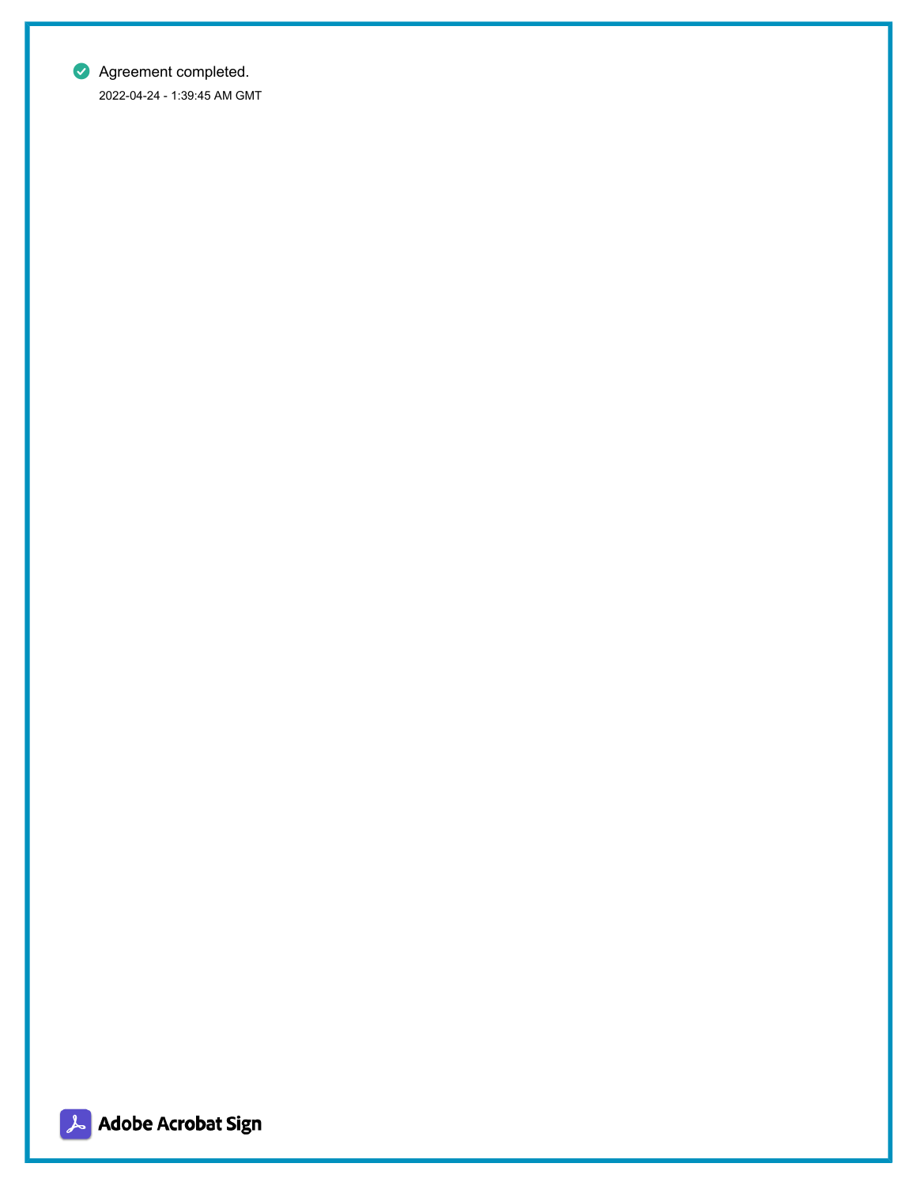Agreement completed.

2022-04-24 - 1:39:45 AM GMT

Adobe Acrobat Sign